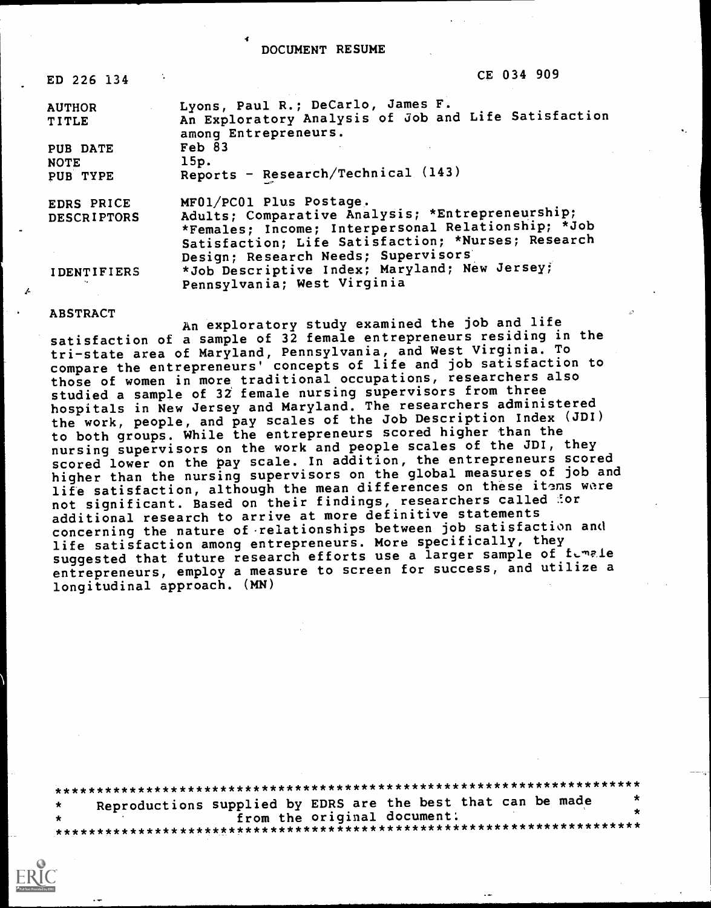# DOCUMENT RESUME

| | |
|---|---|
| ED 226 134 | CE 034 909 |
| AUTHOR | Lyons, Paul R.; DeCarlo, James F. |
| TITLE | An Exploratory Analysis of Job and Life Satisfaction among Entrepreneurs. |
| PUB DATE | Feb 83 |
| NOTE | 15p. |
| PUB TYPE | Reports - Research/Technical (143) |
| EDRS PRICE | MF01/PC01 Plus Postage. |
| DESCRIPTORS | Adults; Comparative Analysis; *Entrepreneurship; *Females; Income; Interpersonal Relationship; *Job Satisfaction; Life Satisfaction; *Nurses; Research Design; Research Needs; Supervisors |
| IDENTIFIERS | *Job Descriptive Index; Maryland; New Jersey; Pennsylvania; West Virginia |

ABSTRACT

An exploratory study examined the job and life satisfaction of a sample of 32 female entrepreneurs residing in the tri-state area of Maryland, Pennsylvania, and West Virginia. To compare the entrepreneurs' concepts of life and job satisfaction to those of women in more traditional occupations, researchers also studied a sample of 32 female nursing supervisors from three hospitals in New Jersey and Maryland. The researchers administered the work, people, and pay scales of the Job Description Index (JDI) to both groups. While the entrepreneurs scored higher than the nursing supervisors on the work and people scales of the JDI, they scored lower on the pay scale. In addition, the entrepreneurs scored higher than the nursing supervisors on the global measures of job and life satisfaction, although the mean differences on these items were not significant. Based on their findings, researchers called for additional research to arrive at more definitive statements concerning the nature of relationships between job satisfaction and life satisfaction among entrepreneurs. More specifically, they suggested that future research efforts use a larger sample of female entrepreneurs, employ a measure to screen for success, and utilize a longitudinal approach. (MN)

***********************************************************************
* Reproductions supplied by EDRS are the best that can be made *
* from the original document. *
***********************************************************************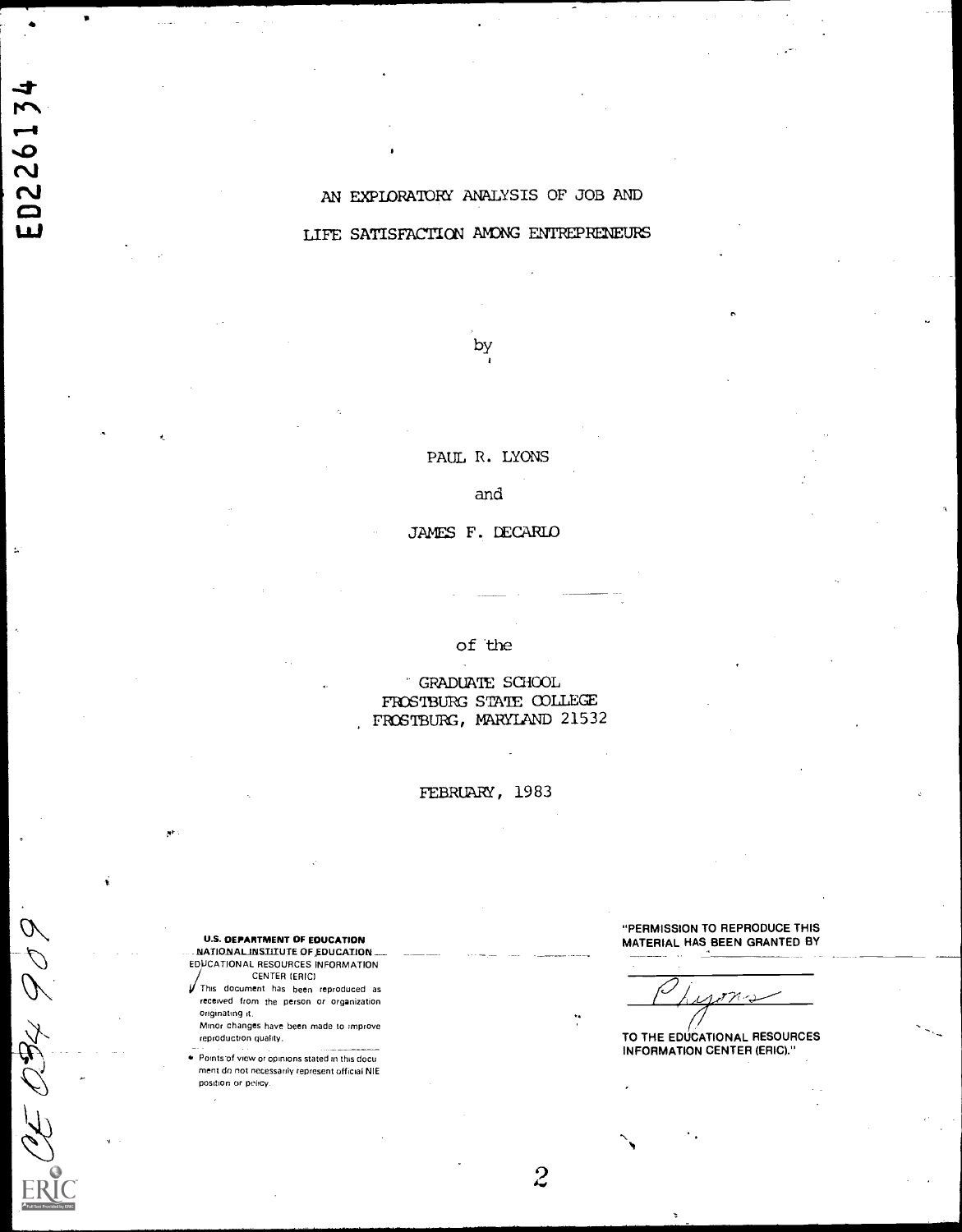ED226134

# AN EXPLORATORY ANALYSIS OF JOB AND LIFE SATISFACTION AMONG ENTREPRENEURS

by

PAUL R. LYONS

and

JAMES F. DECARLO

of the

GRADUATE SCHOOL
FROSTBURG STATE COLLEGE
FROSTBURG, MARYLAND 21532

FEBRUARY, 1983

**U.S. DEPARTMENT OF EDUCATION**
NATIONAL INSTITUTE OF EDUCATION
EDUCATIONAL RESOURCES INFORMATION CENTER (ERIC)

- This document has been reproduced as received from the person or organization originating it.
- Minor changes have been made to improve reproduction quality.
- Points of view or opinions stated in this document do not necessarily represent official NIE position or policy.

"PERMISSION TO REPRODUCE THIS MATERIAL HAS BEEN GRANTED BY

P Lyons

TO THE EDUCATIONAL RESOURCES INFORMATION CENTER (ERIC)."

CE 034 909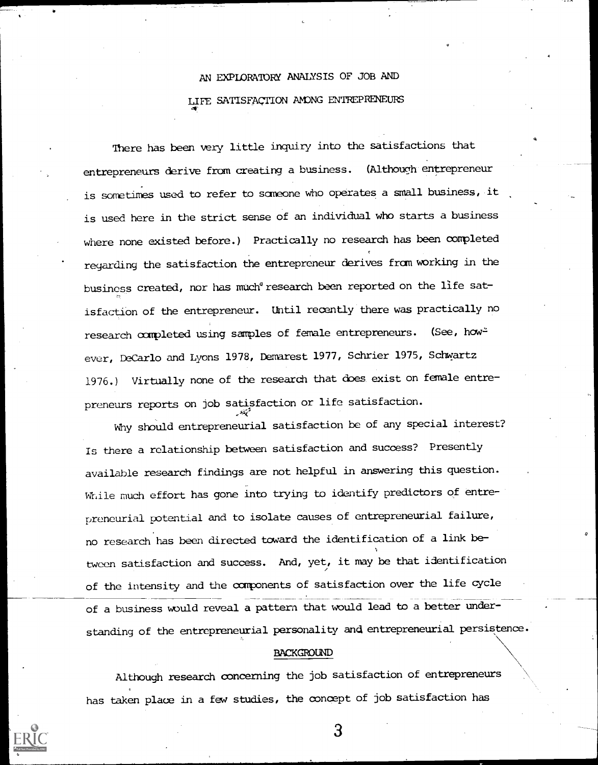# AN EXPLORATORY ANALYSIS OF JOB AND LIFE SATISFACTION AMONG ENTREPRENEURS

There has been very little inquiry into the satisfactions that entrepreneurs derive from creating a business. (Although entrepreneur is sometimes used to refer to someone who operates a small business, it is used here in the strict sense of an individual who starts a business where none existed before.) Practically no research has been completed regarding the satisfaction the entrepreneur derives from working in the business created, nor has much research been reported on the life satisfaction of the entrepreneur. Until recently there was practically no research completed using samples of female entrepreneurs. (See, however, DeCarlo and Lyons 1978, Demarest 1977, Schrier 1975, Schwartz 1976.) Virtually none of the research that does exist on female entrepreneurs reports on job satisfaction or life satisfaction.

Why should entrepreneurial satisfaction be of any special interest? Is there a relationship between satisfaction and success? Presently available research findings are not helpful in answering this question. While much effort has gone into trying to identify predictors of entrepreneurial potential and to isolate causes of entrepreneurial failure, no research has been directed toward the identification of a link between satisfaction and success. And, yet, it may be that identification of the intensity and the components of satisfaction over the life cycle of a business would reveal a pattern that would lead to a better understanding of the entrepreneurial personality and entrepreneurial persistence.

## BACKGROUND

Although research concerning the job satisfaction of entrepreneurs has taken place in a few studies, the concept of job satisfaction has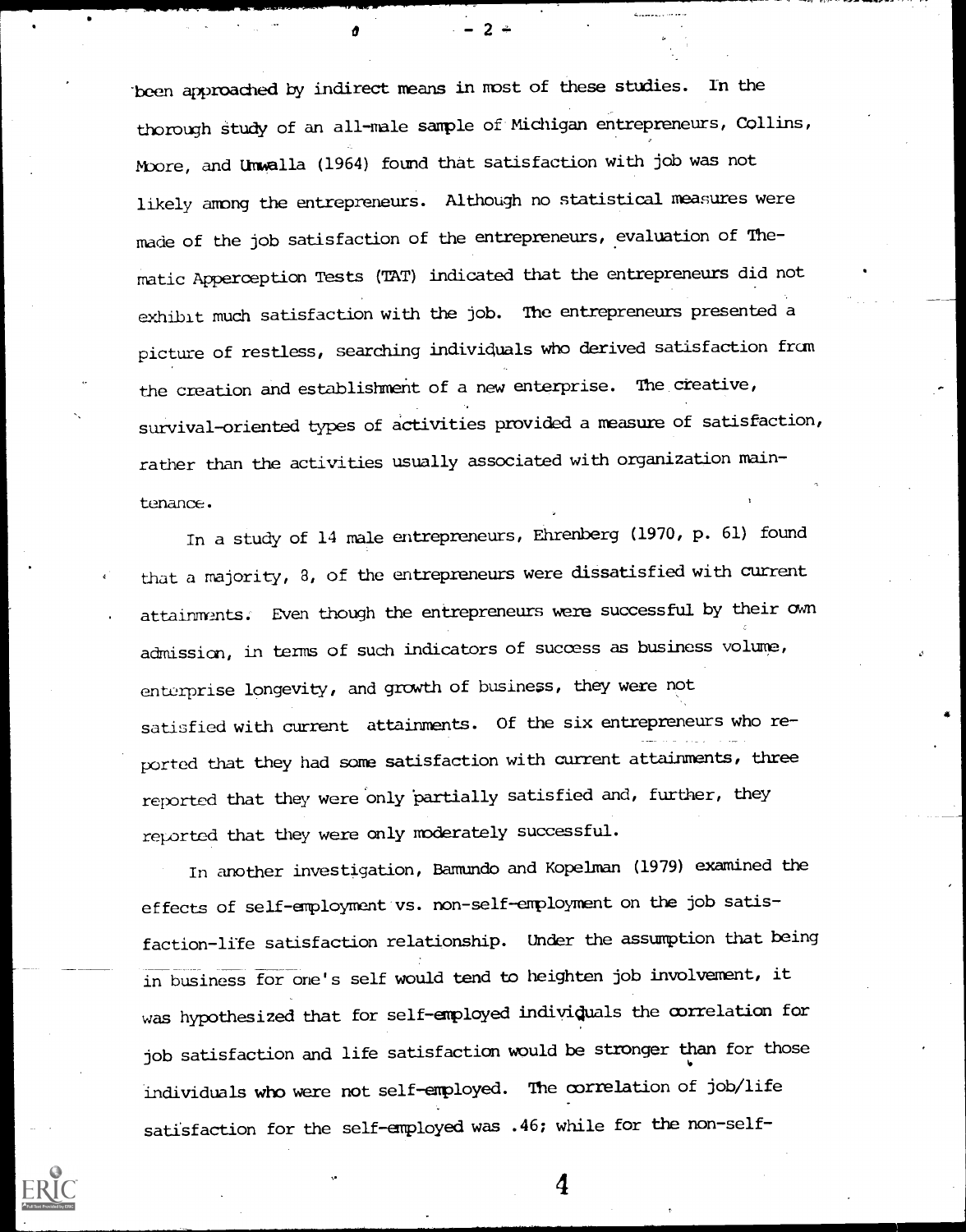been approached by indirect means in most of these studies. In the thorough study of an all-male sample of Michigan entrepreneurs, Collins, Moore, and Unwalla (1964) found that satisfaction with job was not likely among the entrepreneurs. Although no statistical measures were made of the job satisfaction of the entrepreneurs, evaluation of Thematic Apperception Tests (TAT) indicated that the entrepreneurs did not exhibit much satisfaction with the job. The entrepreneurs presented a picture of restless, searching individuals who derived satisfaction from the creation and establishment of a new enterprise. The creative, survival-oriented types of activities provided a measure of satisfaction, rather than the activities usually associated with organization maintenance.

In a study of 14 male entrepreneurs, Ehrenberg (1970, p. 61) found that a majority, 8, of the entrepreneurs were dissatisfied with current attainments. Even though the entrepreneurs were successful by their own admission, in terms of such indicators of success as business volume, enterprise longevity, and growth of business, they were not satisfied with current attainments. Of the six entrepreneurs who reported that they had some satisfaction with current attainments, three reported that they were only partially satisfied and, further, they reported that they were only moderately successful.

In another investigation, Bamundo and Kopelman (1979) examined the effects of self-employment vs. non-self-employment on the job satisfaction-life satisfaction relationship. Under the assumption that being in business for one's self would tend to heighten job involvement, it was hypothesized that for self-employed individuals the correlation for job satisfaction and life satisfaction would be stronger than for those individuals who were not self-employed. The correlation of job/life satisfaction for the self-employed was .46; while for the non-self-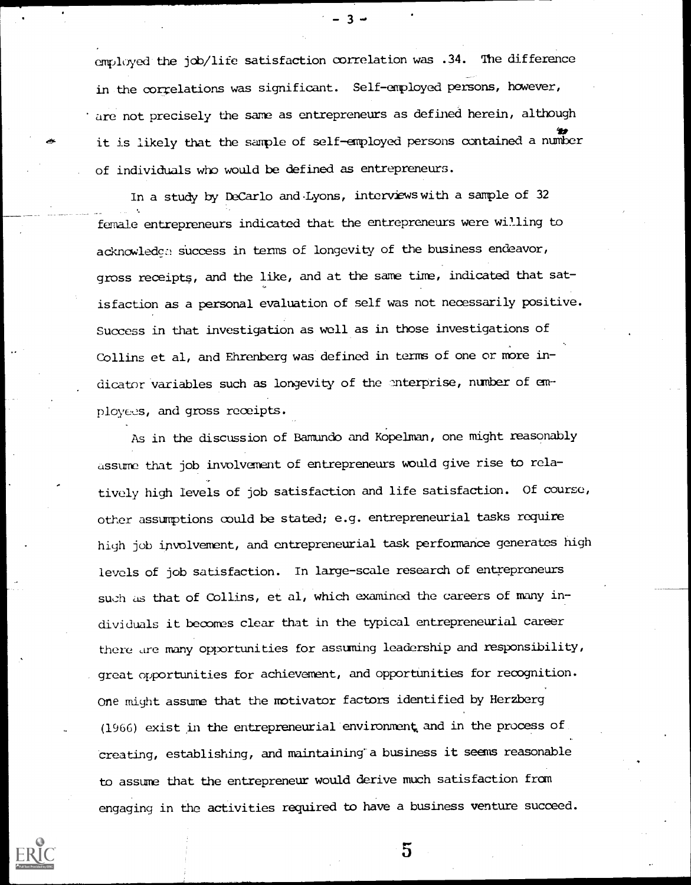employed the job/life satisfaction correlation was .34. The difference in the correlations was significant. Self-employed persons, however, are not precisely the same as entrepreneurs as defined herein, although it is likely that the sample of self-employed persons contained a number of individuals who would be defined as entrepreneurs.

In a study by DeCarlo and Lyons, interviews with a sample of 32 female entrepreneurs indicated that the entrepreneurs were willing to acknowledge success in terms of longevity of the business endeavor, gross receipts, and the like, and at the same time, indicated that satisfaction as a personal evaluation of self was not necessarily positive. Success in that investigation as well as in those investigations of Collins et al, and Ehrenberg was defined in terms of one or more indicator variables such as longevity of the enterprise, number of employees, and gross receipts.

As in the discussion of Bamundo and Kopelman, one might reasonably assume that job involvement of entrepreneurs would give rise to relatively high levels of job satisfaction and life satisfaction. Of course, other assumptions could be stated; e.g. entrepreneurial tasks require high job involvement, and entrepreneurial task performance generates high levels of job satisfaction. In large-scale research of entrepreneurs such as that of Collins, et al, which examined the careers of many individuals it becomes clear that in the typical entrepreneurial career there are many opportunities for assuming leadership and responsibility, great opportunities for achievement, and opportunities for recognition. One might assume that the motivator factors identified by Herzberg (1966) exist in the entrepreneurial environment and in the process of creating, establishing, and maintaining a business it seems reasonable to assume that the entrepreneur would derive much satisfaction from engaging in the activities required to have a business venture succeed.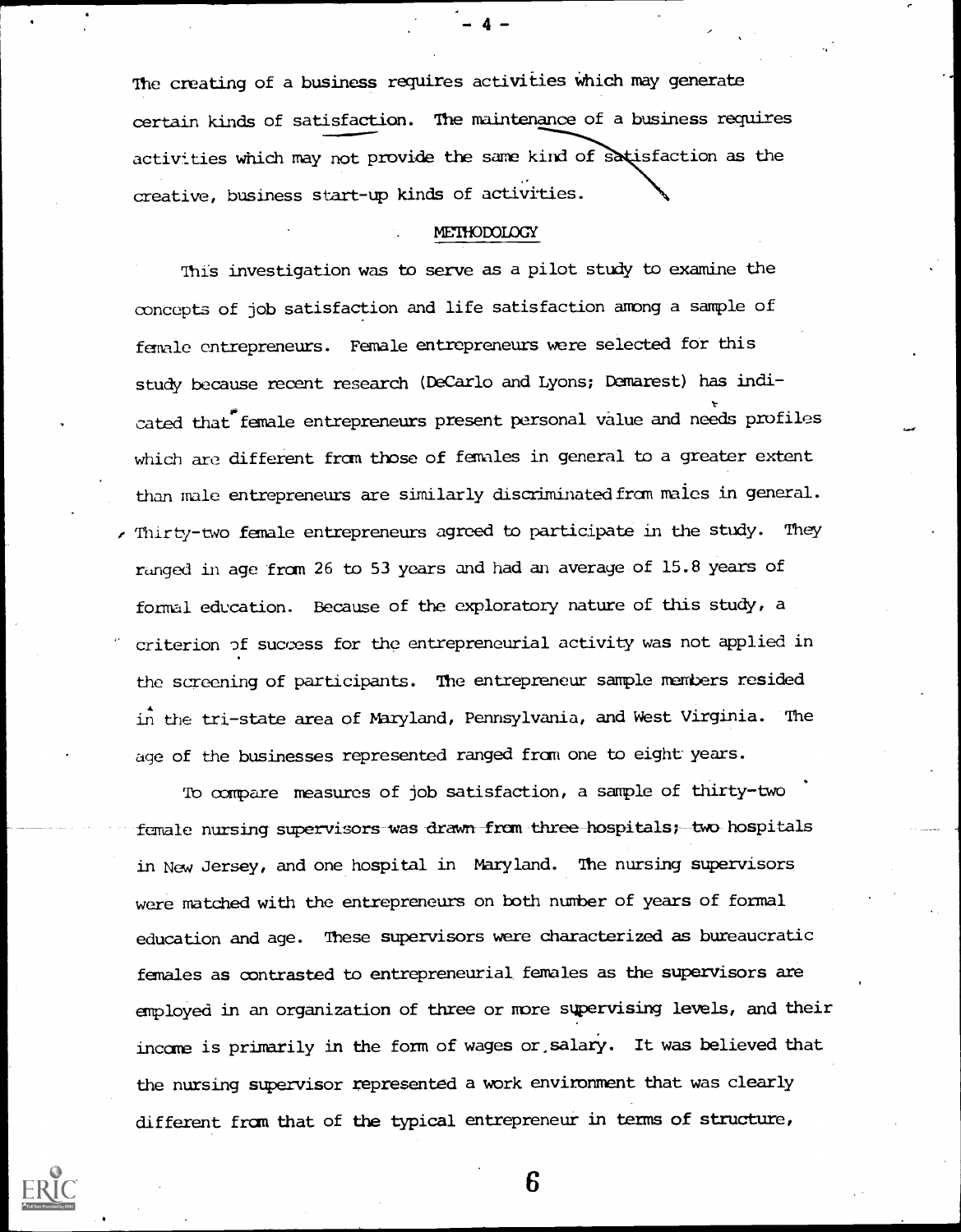The creating of a business requires activities which may generate certain kinds of satisfaction. The maintenance of a business requires activities which may not provide the same kind of satisfaction as the creative, business start-up kinds of activities.

## METHODOLOGY

This investigation was to serve as a pilot study to examine the concepts of job satisfaction and life satisfaction among a sample of female entrepreneurs. Female entrepreneurs were selected for this study because recent research (DeCarlo and Lyons; Demarest) has indicated that female entrepreneurs present personal value and needs profiles which are different from those of females in general to a greater extent than male entrepreneurs are similarly discriminated from males in general. Thirty-two female entrepreneurs agreed to participate in the study. They ranged in age from 26 to 53 years and had an average of 15.8 years of formal education. Because of the exploratory nature of this study, a criterion of success for the entrepreneurial activity was not applied in the screening of participants. The entrepreneur sample members resided in the tri-state area of Maryland, Pennsylvania, and West Virginia. The age of the businesses represented ranged from one to eight years.

To compare measures of job satisfaction, a sample of thirty-two female nursing supervisors was drawn from three hospitals; two hospitals in New Jersey, and one hospital in Maryland. The nursing supervisors were matched with the entrepreneurs on both number of years of formal education and age. These supervisors were characterized as bureaucratic females as contrasted to entrepreneurial females as the supervisors are employed in an organization of three or more supervising levels, and their income is primarily in the form of wages or salary. It was believed that the nursing supervisor represented a work environment that was clearly different from that of the typical entrepreneur in terms of structure,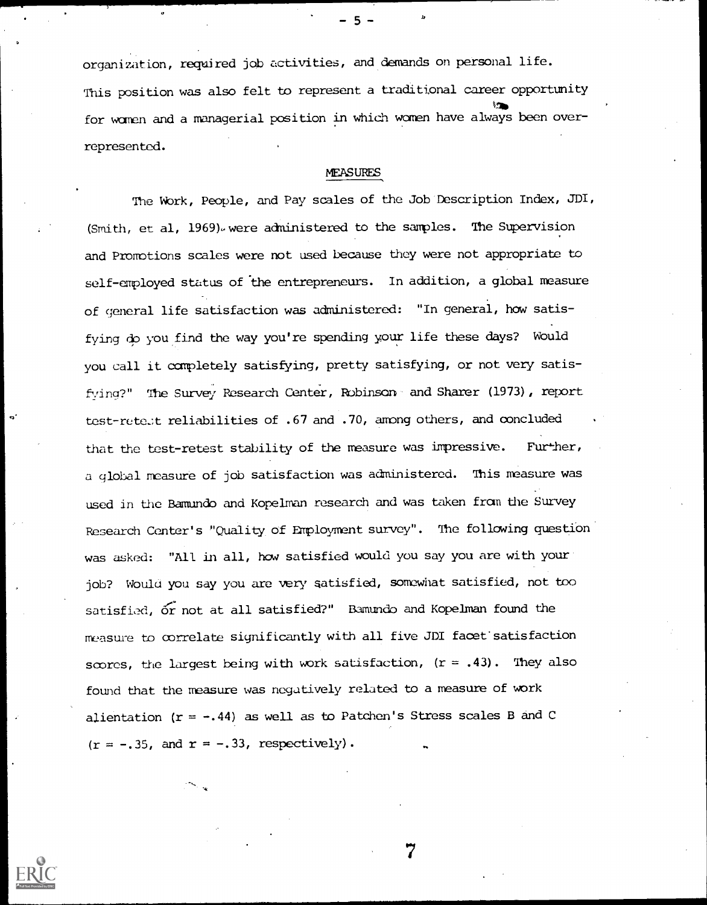organization, required job activities, and demands on personal life. This position was also felt to represent a traditional career opportunity for women and a managerial position in which women have always been over-represented.

## MEASURES

The Work, People, and Pay scales of the Job Description Index, JDI, (Smith, et al, 1969) were administered to the samples. The Supervision and Promotions scales were not used because they were not appropriate to self-employed status of the entrepreneurs. In addition, a global measure of general life satisfaction was administered: "In general, how satisfying do you find the way you're spending your life these days? Would you call it completely satisfying, pretty satisfying, or not very satisfying?" The Survey Research Center, Robinson and Sharer (1973), report test-retest reliabilities of .67 and .70, among others, and concluded that the test-retest stability of the measure was impressive. Further, a global measure of job satisfaction was administered. This measure was used in the Bamundo and Kopelman research and was taken from the Survey Research Center's "Quality of Employment survey". The following question was asked: "All in all, how satisfied would you say you are with your job? Would you say you are very satisfied, somewhat satisfied, not too satisfied, or not at all satisfied?" Bamundo and Kopelman found the measure to correlate significantly with all five JDI facet satisfaction scores, the largest being with work satisfaction, ($r = .43$). They also found that the measure was negatively related to a measure of work alientation ($r = -.44$) as well as to Patchen's Stress scales B and C ($r = -.35$, and $r = -.33$, respectively).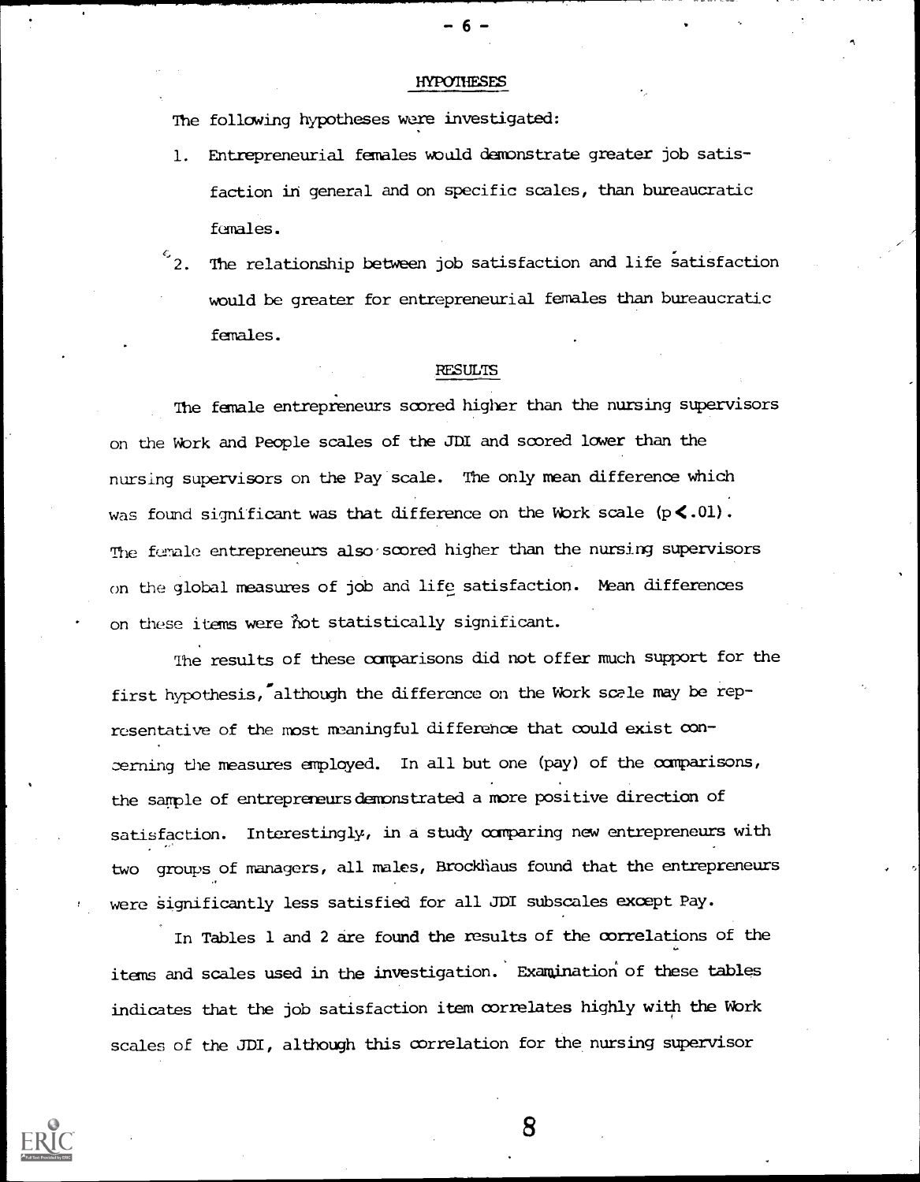## HYPOTHESES

The following hypotheses were investigated:

1. Entrepreneurial females would demonstrate greater job satisfaction in general and on specific scales, than bureaucratic females.
2. The relationship between job satisfaction and life satisfaction would be greater for entrepreneurial females than bureaucratic females.

## RESULTS

The female entrepreneurs scored higher than the nursing supervisors on the Work and People scales of the JDI and scored lower than the nursing supervisors on the Pay scale. The only mean difference which was found significant was that difference on the Work scale ($p < .01$). The female entrepreneurs also scored higher than the nursing supervisors on the global measures of job and life satisfaction. Mean differences on these items were not statistically significant.

The results of these comparisons did not offer much support for the first hypothesis, although the difference on the Work scale may be representative of the most meaningful difference that could exist concerning the measures employed. In all but one (pay) of the comparisons, the sample of entrepreneurs demonstrated a more positive direction of satisfaction. Interestingly, in a study comparing new entrepreneurs with two groups of managers, all males, Brockhaus found that the entrepreneurs were significantly less satisfied for all JDI subscales except Pay.

In Tables 1 and 2 are found the results of the correlations of the items and scales used in the investigation. Examination of these tables indicates that the job satisfaction item correlates highly with the Work scales of the JDI, although this correlation for the nursing supervisor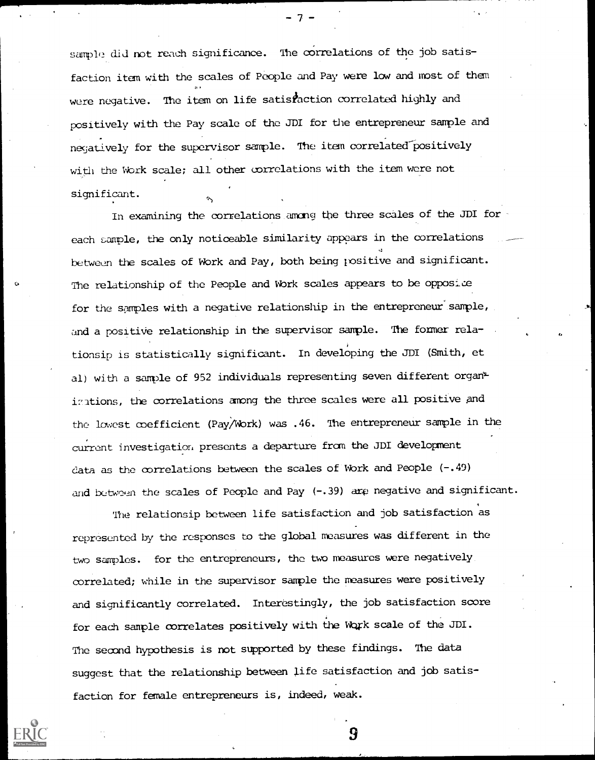sample did not reach significance. The correlations of the job satisfaction item with the scales of People and Pay were low and most of them were negative. The item on life satisfaction correlated highly and positively with the Pay scale of the JDI for the entrepreneur sample and negatively for the supervisor sample. The item correlated positively with the Work scale; all other correlations with the item were not significant.

In examining the correlations among the three scales of the JDI for each sample, the only noticeable similarity appears in the correlations between the scales of Work and Pay, both being positive and significant. The relationship of the People and Work scales appears to be opposite for the samples with a negative relationship in the entrepreneur sample, and a positive relationship in the supervisor sample. The former relationsip is statistically significant. In developing the JDI (Smith, et al) with a sample of 952 individuals representing seven different organizations, the correlations among the three scales were all positive and the lowest coefficient (Pay/Work) was .46. The entrepreneur sample in the current investigation presents a departure from the JDI development data as the correlations between the scales of Work and People (-.49) and between the scales of People and Pay (-.39) are negative and significant.

The relationsip between life satisfaction and job satisfaction as represented by the responses to the global measures was different in the two samples. for the entrepreneurs, the two measures were negatively correlated; while in the supervisor sample the measures were positively and significantly correlated. Interestingly, the job satisfaction score for each sample correlates positively with the Work scale of the JDI. The second hypothesis is not supported by these findings. The data suggest that the relationship between life satisfaction and job satisfaction for female entrepreneurs is, indeed, weak.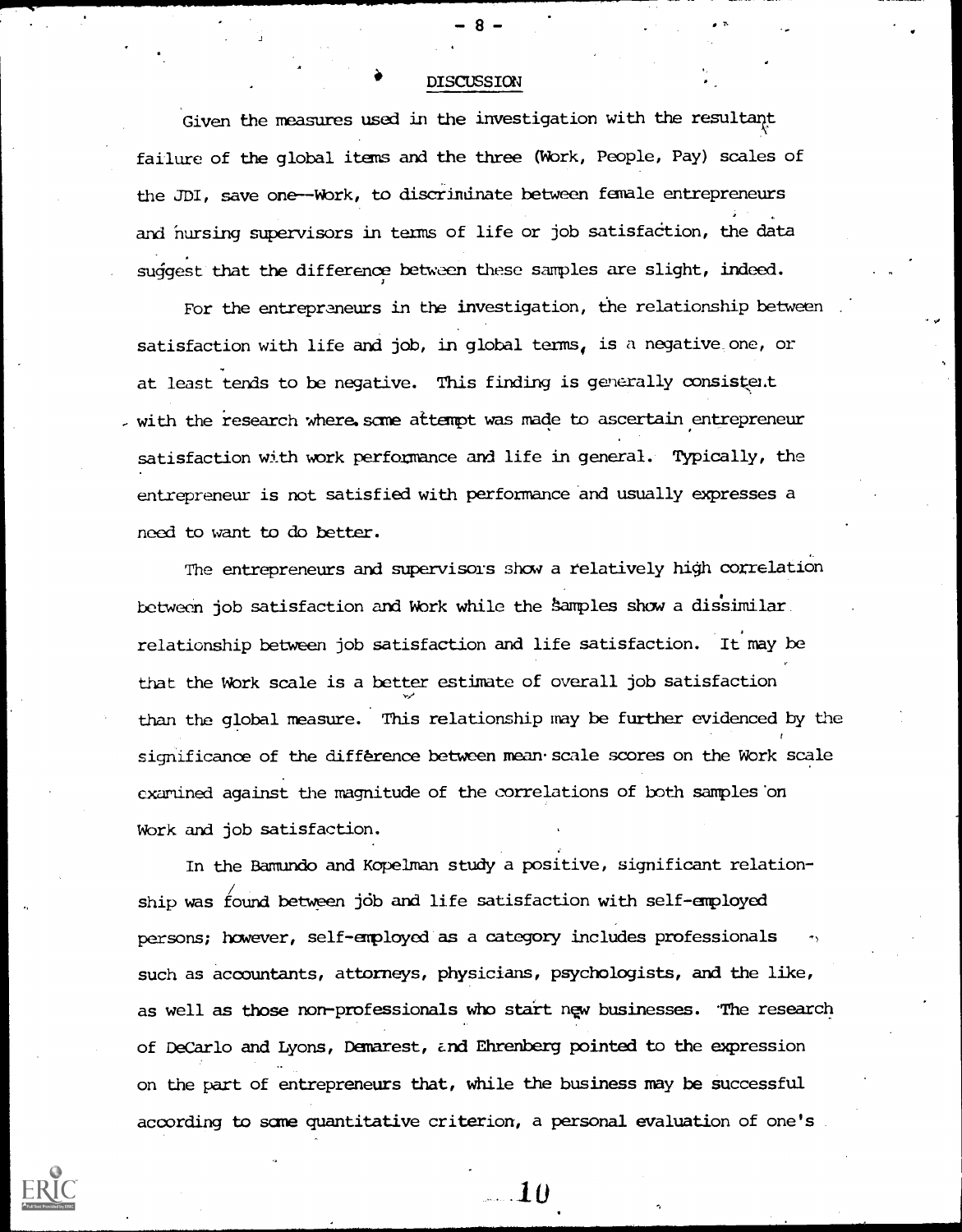## DISCUSSION

Given the measures used in the investigation with the resultant failure of the global items and the three (Work, People, Pay) scales of the JDI, save one--Work, to discriminate between female entrepreneurs and nursing supervisors in terms of life or job satisfaction, the data suggest that the difference between these samples are slight, indeed.

For the entrepreneurs in the investigation, the relationship between satisfaction with life and job, in global terms, is a negative one, or at least tends to be negative. This finding is generally consistent with the research where some attempt was made to ascertain entrepreneur satisfaction with work performance and life in general. Typically, the entrepreneur is not satisfied with performance and usually expresses a need to want to do better.

The entrepreneurs and supervisors show a relatively high correlation between job satisfaction and Work while the samples show a dissimilar relationship between job satisfaction and life satisfaction. It may be that the Work scale is a better estimate of overall job satisfaction than the global measure. This relationship may be further evidenced by the significance of the difference between mean scale scores on the Work scale examined against the magnitude of the correlations of both samples on Work and job satisfaction.

In the Bamundo and Kopelman study a positive, significant relationship was found between job and life satisfaction with self-employed persons; however, self-employed as a category includes professionals such as accountants, attorneys, physicians, psychologists, and the like, as well as those non-professionals who start new businesses. The research of DeCarlo and Lyons, Demarest, and Ehrenberg pointed to the expression on the part of entrepreneurs that, while the business may be successful according to some quantitative criterion, a personal evaluation of one's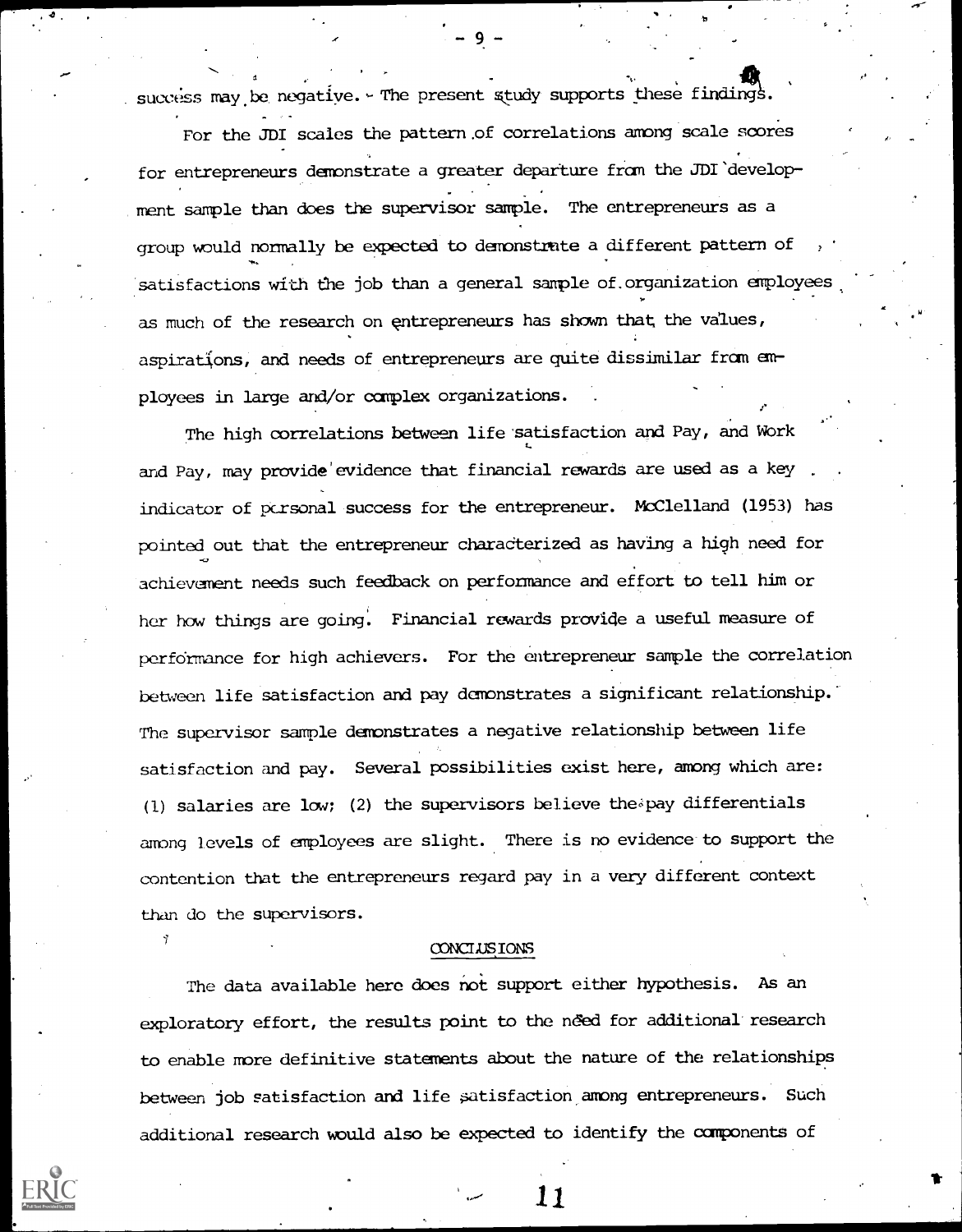success may be negative. The present study supports these findings.

For the JDI scales the pattern of correlations among scale scores for entrepreneurs demonstrate a greater departure from the JDI development sample than does the supervisor sample. The entrepreneurs as a group would normally be expected to demonstrate a different pattern of satisfactions with the job than a general sample of organization employees as much of the research on entrepreneurs has shown that the values, aspirations, and needs of entrepreneurs are quite dissimilar from employees in large and/or complex organizations.

The high correlations between life satisfaction and Pay, and Work and Pay, may provide evidence that financial rewards are used as a key indicator of personal success for the entrepreneur. McClelland (1953) has pointed out that the entrepreneur characterized as having a high need for achievement needs such feedback on performance and effort to tell him or her how things are going. Financial rewards provide a useful measure of performance for high achievers. For the entrepreneur sample the correlation between life satisfaction and pay demonstrates a significant relationship. The supervisor sample demonstrates a negative relationship between life satisfaction and pay. Several possibilities exist here, among which are: (1) salaries are low; (2) the supervisors believe the pay differentials among levels of employees are slight. There is no evidence to support the contention that the entrepreneurs regard pay in a very different context than do the supervisors.

## CONCLUSIONS

The data available here does not support either hypothesis. As an exploratory effort, the results point to the need for additional research to enable more definitive statements about the nature of the relationships between job satisfaction and life satisfaction among entrepreneurs. Such additional research would also be expected to identify the components of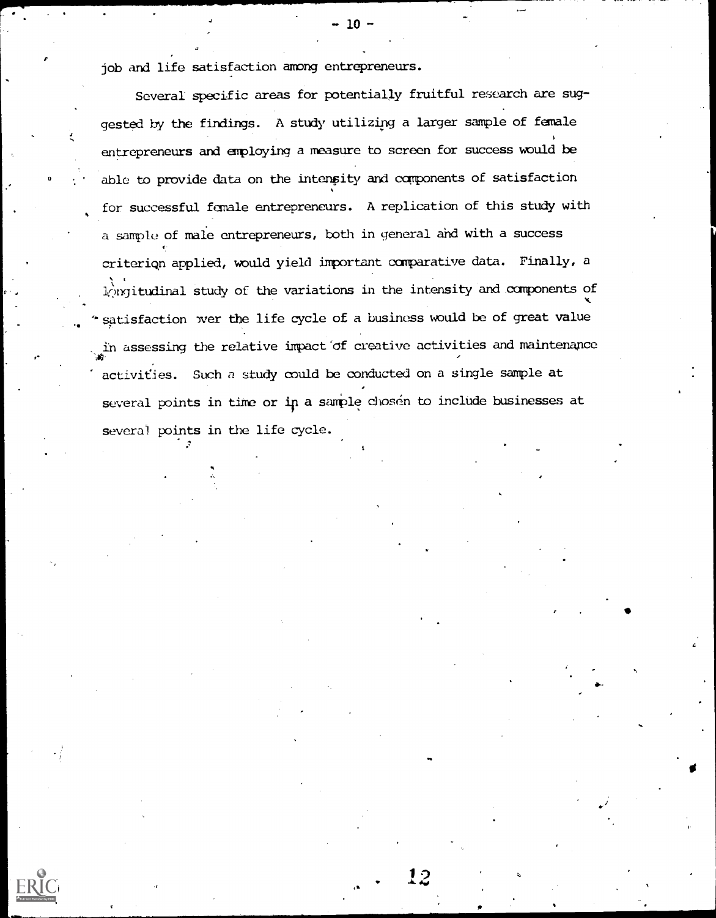job and life satisfaction among entrepreneurs.

Several specific areas for potentially fruitful research are suggested by the findings. A study utilizing a larger sample of female entrepreneurs and employing a measure to screen for success would be able to provide data on the intensity and components of satisfaction for successful female entrepreneurs. A replication of this study with a sample of male entrepreneurs, both in general and with a success criterion applied, would yield important comparative data. Finally, a longitudinal study of the variations in the intensity and components of satisfaction over the life cycle of a business would be of great value in assessing the relative impact of creative activities and maintenance activities. Such a study could be conducted on a single sample at several points in time or in a sample chosen to include businesses at several points in the life cycle.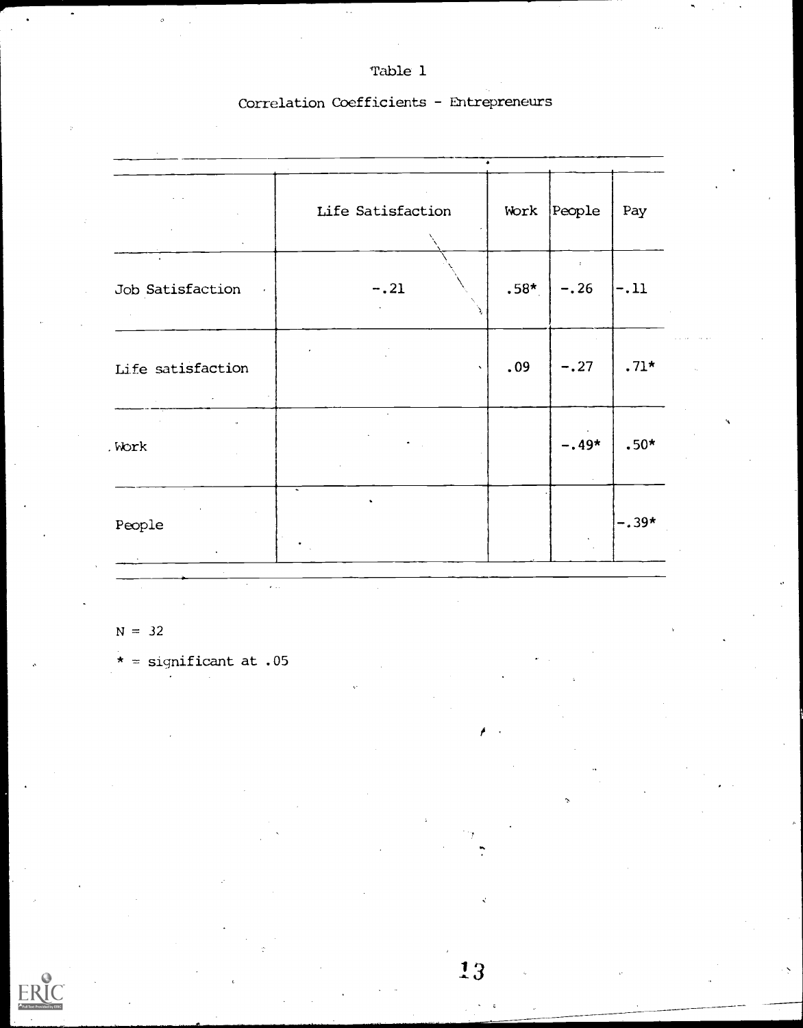Table 1

Correlation Coefficients - Entrepreneurs

| | Life Satisfaction | Work | People | Pay |
|---|---|---|---|---|
| Job Satisfaction | -.21 | .58* | -.26 | -.11 |
| Life satisfaction | | .09 | -.27 | .71* |
| Work | | | -.49* | .50* |
| People | | | | -.39* |

N = 32

* = significant at .05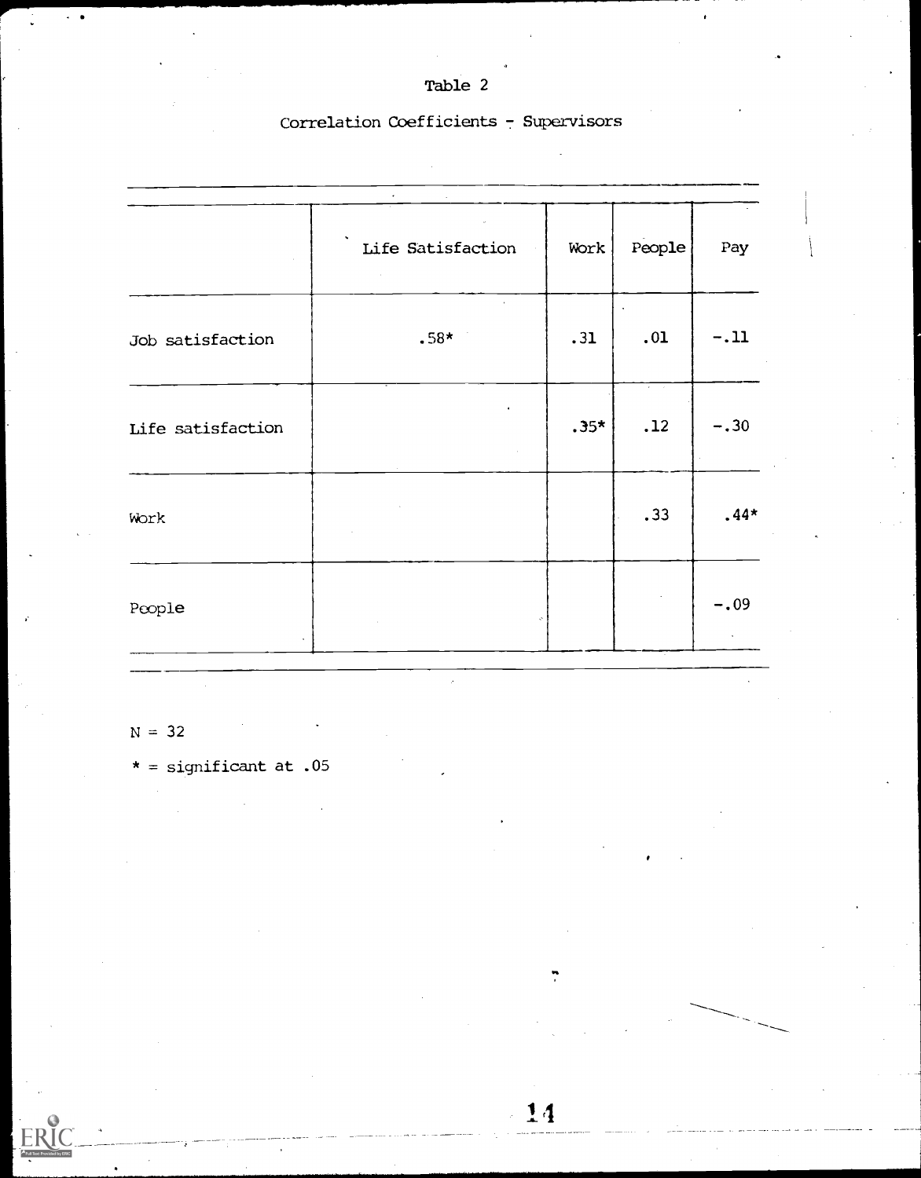Table 2

Correlation Coefficients - Supervisors

| | Life Satisfaction | Work | People | Pay |
|---|---|---|---|---|
| Job satisfaction | .58* | .31 | .01 | -.11 |
| Life satisfaction | | .35* | .12 | -.30 |
| Work | | | .33 | .44* |
| People | | | | -.09 |

N = 32

* = significant at .05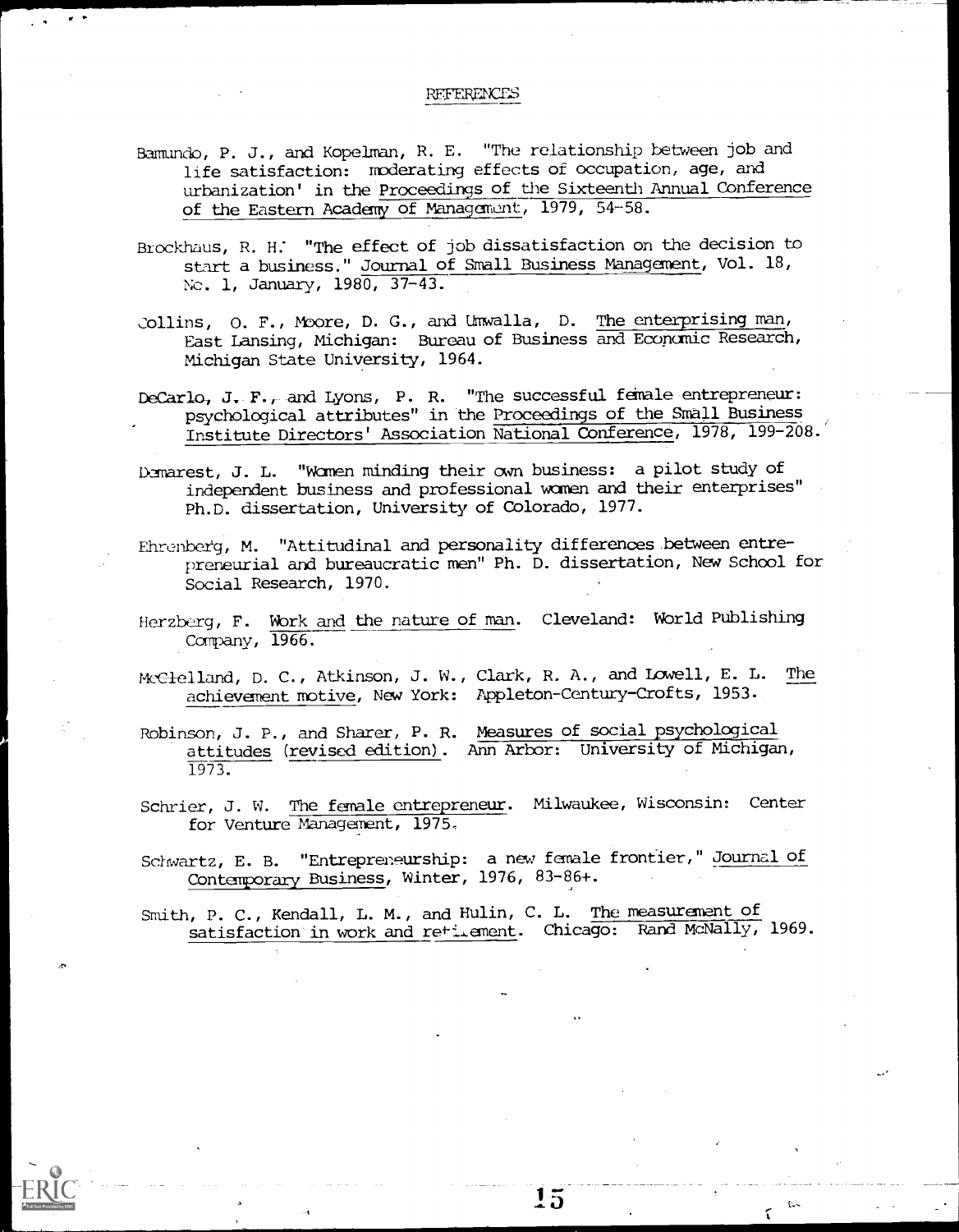# REFERENCES

Bamundo, P. J., and Kopelman, R. E. "The relationship between job and life satisfaction: moderating effects of occupation, age, and urbanization' in the Proceedings of the Sixteenth Annual Conference of the Eastern Academy of Management, 1979, 54-58.

Brockhaus, R. H. "The effect of job dissatisfaction on the decision to start a business." Journal of Small Business Management, Vol. 18, No. 1, January, 1980, 37-43.

Collins, O. F., Moore, D. G., and Umwalla, D. The enterprising man, East Lansing, Michigan: Bureau of Business and Economic Research, Michigan State University, 1964.

DeCarlo, J. F., and Lyons, P. R. "The successful female entrepreneur: psychological attributes" in the Proceedings of the Small Business Institute Directors' Association National Conference, 1978, 199-208.

Demarest, J. L. "Women minding their own business: a pilot study of independent business and professional women and their enterprises" Ph.D. dissertation, University of Colorado, 1977.

Ehrenberg, M. "Attitudinal and personality differences between entrepreneurial and bureaucratic men" Ph. D. dissertation, New School for Social Research, 1970.

Herzberg, F. Work and the nature of man. Cleveland: World Publishing Company, 1966.

McClelland, D. C., Atkinson, J. W., Clark, R. A., and Lowell, E. L. The achievement motive, New York: Appleton-Century-Crofts, 1953.

Robinson, J. P., and Sharer, P. R. Measures of social psychological attitudes (revised edition). Ann Arbor: University of Michigan, 1973.

Schrier, J. W. The female entrepreneur. Milwaukee, Wisconsin: Center for Venture Management, 1975.

Schwartz, E. B. "Entrepreneurship: a new female frontier," Journal of Contemporary Business, Winter, 1976, 83-86+.

Smith, P. C., Kendall, L. M., and Hulin, C. L. The measurement of satisfaction in work and retirement. Chicago: Rand McNally, 1969.